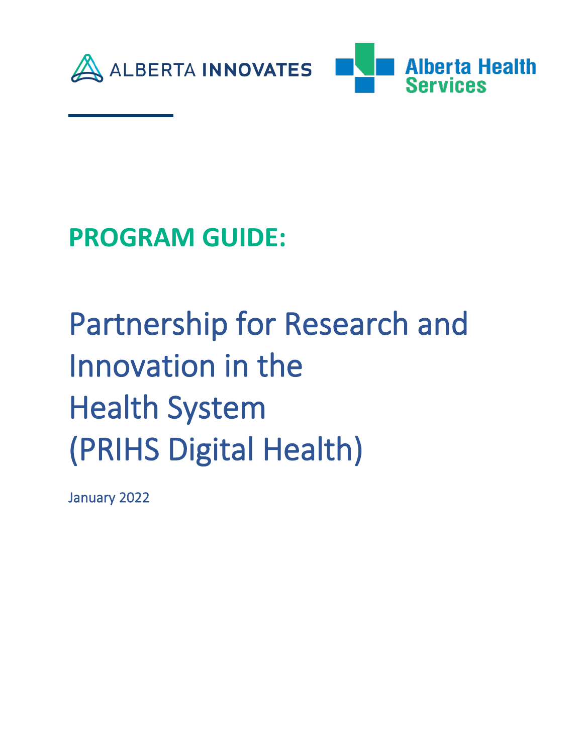ALBERTA INNOVATES

Alberta Health Services

## PROGRAM GUIDE:

# Partnership for Research and Innovation in the Health System (PRIHS Digital Health)

January 2022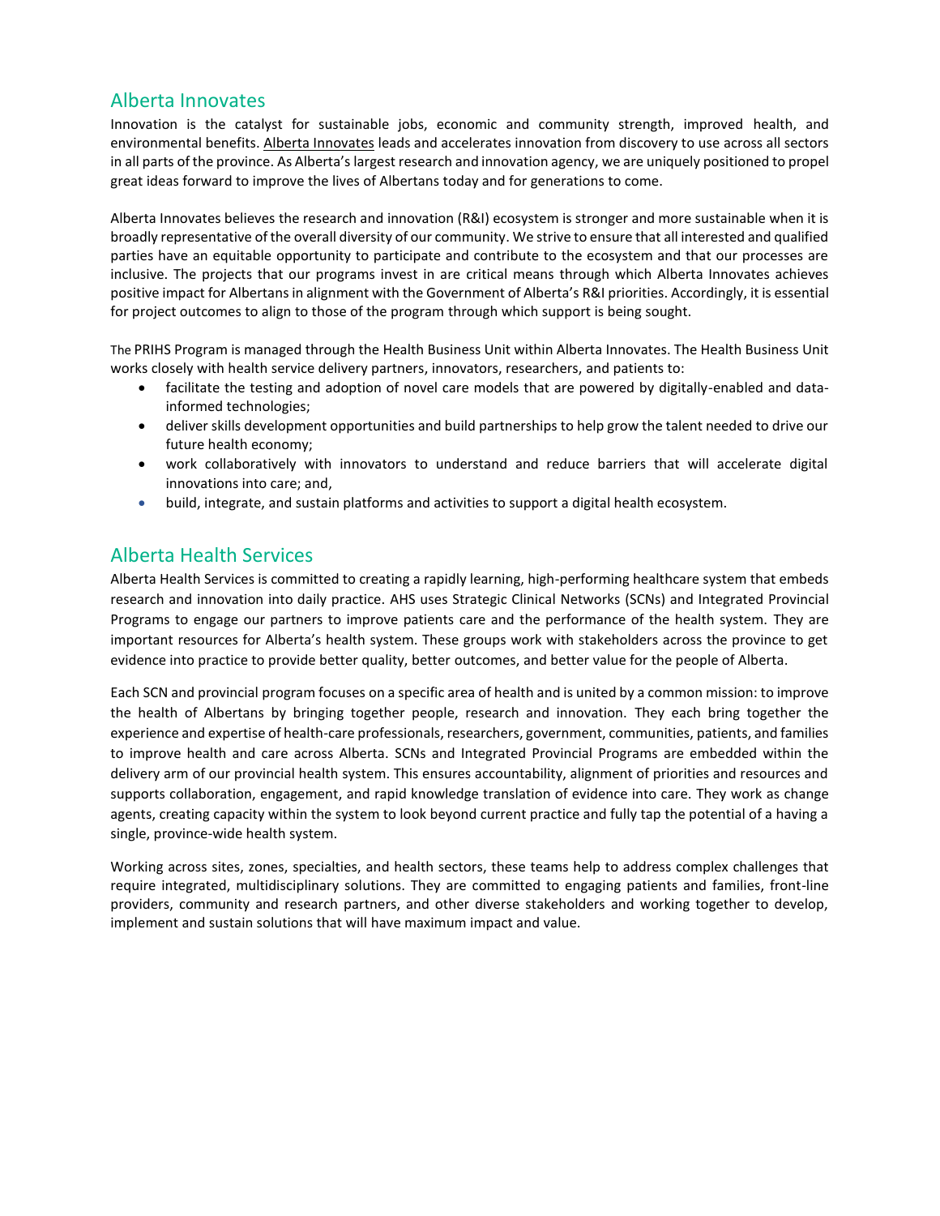## Alberta Innovates

Innovation is the catalyst for sustainable jobs, economic and community strength, improved health, and environmental benefits. Alberta Innovates leads and accelerates innovation from discovery to use across all sectors in all parts of the province. As Alberta's largest research and innovation agency, we are uniquely positioned to propel great ideas forward to improve the lives of Albertans today and for generations to come.

Alberta Innovates believes the research and innovation (R&I) ecosystem is stronger and more sustainable when it is broadly representative of the overall diversity of our community. We strive to ensure that all interested and qualified parties have an equitable opportunity to participate and contribute to the ecosystem and that our processes are inclusive. The projects that our programs invest in are critical means through which Alberta Innovates achieves positive impact for Albertans in alignment with the Government of Alberta's R&I priorities. Accordingly, it is essential for project outcomes to align to those of the program through which support is being sought.

The PRIHS Program is managed through the Health Business Unit within Alberta Innovates. The Health Business Unit works closely with health service delivery partners, innovators, researchers, and patients to:

- facilitate the testing and adoption of novel care models that are powered by digitally-enabled and data-informed technologies;
- deliver skills development opportunities and build partnerships to help grow the talent needed to drive our future health economy;
- work collaboratively with innovators to understand and reduce barriers that will accelerate digital innovations into care; and,
- build, integrate, and sustain platforms and activities to support a digital health ecosystem.

## Alberta Health Services

Alberta Health Services is committed to creating a rapidly learning, high-performing healthcare system that embeds research and innovation into daily practice. AHS uses Strategic Clinical Networks (SCNs) and Integrated Provincial Programs to engage our partners to improve patients care and the performance of the health system. They are important resources for Alberta's health system. These groups work with stakeholders across the province to get evidence into practice to provide better quality, better outcomes, and better value for the people of Alberta.

Each SCN and provincial program focuses on a specific area of health and is united by a common mission: to improve the health of Albertans by bringing together people, research and innovation. They each bring together the experience and expertise of health-care professionals, researchers, government, communities, patients, and families to improve health and care across Alberta. SCNs and Integrated Provincial Programs are embedded within the delivery arm of our provincial health system. This ensures accountability, alignment of priorities and resources and supports collaboration, engagement, and rapid knowledge translation of evidence into care. They work as change agents, creating capacity within the system to look beyond current practice and fully tap the potential of a having a single, province-wide health system.

Working across sites, zones, specialties, and health sectors, these teams help to address complex challenges that require integrated, multidisciplinary solutions. They are committed to engaging patients and families, front-line providers, community and research partners, and other diverse stakeholders and working together to develop, implement and sustain solutions that will have maximum impact and value.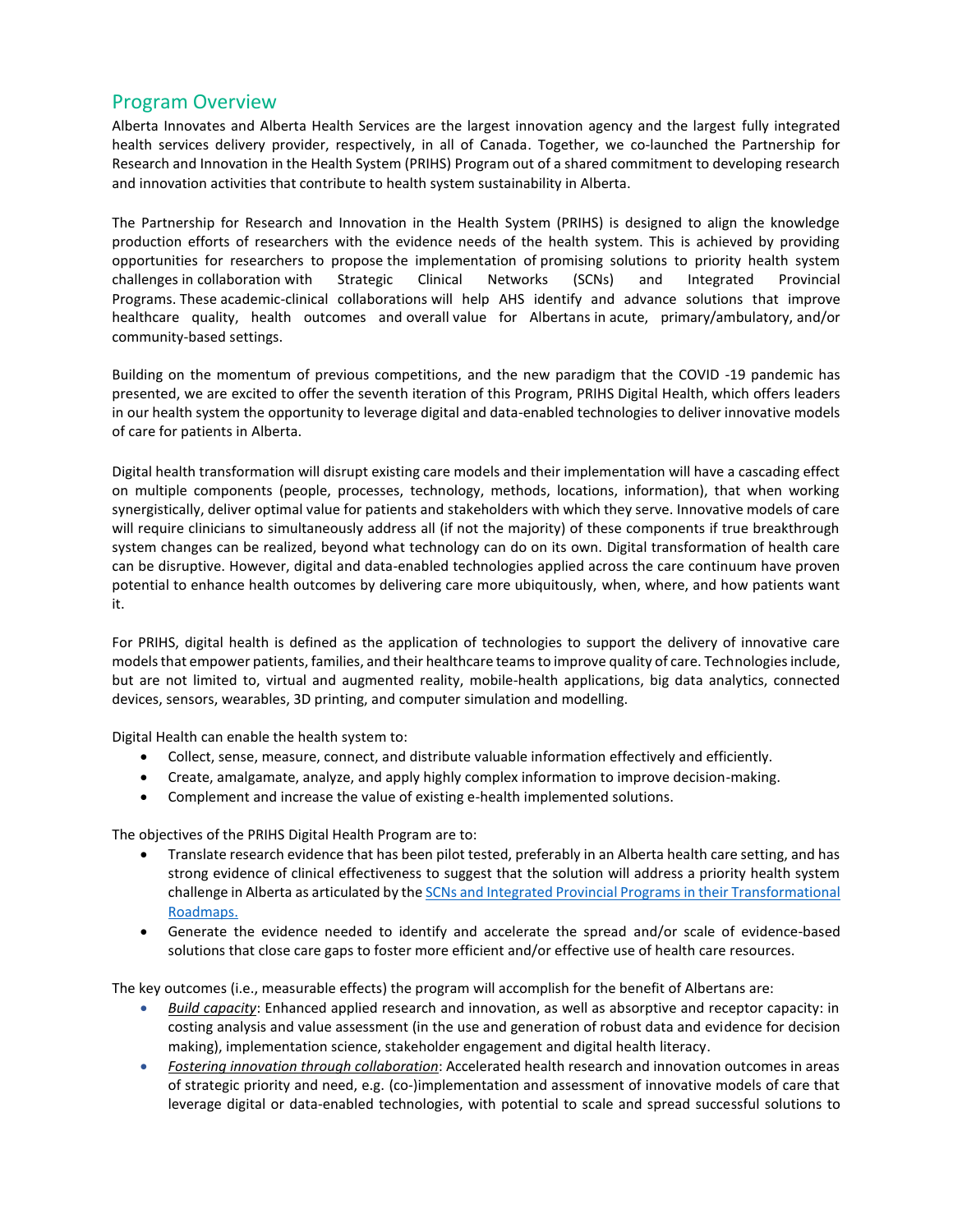## Program Overview

Alberta Innovates and Alberta Health Services are the largest innovation agency and the largest fully integrated health services delivery provider, respectively, in all of Canada. Together, we co-launched the Partnership for Research and Innovation in the Health System (PRIHS) Program out of a shared commitment to developing research and innovation activities that contribute to health system sustainability in Alberta.

The Partnership for Research and Innovation in the Health System (PRIHS) is designed to align the knowledge production efforts of researchers with the evidence needs of the health system. This is achieved by providing opportunities for researchers to propose the implementation of promising solutions to priority health system challenges in collaboration with Strategic Clinical Networks (SCNs) and Integrated Provincial Programs. These academic-clinical collaborations will help AHS identify and advance solutions that improve healthcare quality, health outcomes and overall value for Albertans in acute, primary/ambulatory, and/or community-based settings.

Building on the momentum of previous competitions, and the new paradigm that the COVID -19 pandemic has presented, we are excited to offer the seventh iteration of this Program, PRIHS Digital Health, which offers leaders in our health system the opportunity to leverage digital and data-enabled technologies to deliver innovative models of care for patients in Alberta.

Digital health transformation will disrupt existing care models and their implementation will have a cascading effect on multiple components (people, processes, technology, methods, locations, information), that when working synergistically, deliver optimal value for patients and stakeholders with which they serve. Innovative models of care will require clinicians to simultaneously address all (if not the majority) of these components if true breakthrough system changes can be realized, beyond what technology can do on its own. Digital transformation of health care can be disruptive. However, digital and data-enabled technologies applied across the care continuum have proven potential to enhance health outcomes by delivering care more ubiquitously, when, where, and how patients want it.

For PRIHS, digital health is defined as the application of technologies to support the delivery of innovative care models that empower patients, families, and their healthcare teams to improve quality of care. Technologies include, but are not limited to, virtual and augmented reality, mobile-health applications, big data analytics, connected devices, sensors, wearables, 3D printing, and computer simulation and modelling.

Digital Health can enable the health system to:

- Collect, sense, measure, connect, and distribute valuable information effectively and efficiently.
- Create, amalgamate, analyze, and apply highly complex information to improve decision-making.
- Complement and increase the value of existing e-health implemented solutions.

The objectives of the PRIHS Digital Health Program are to:

- Translate research evidence that has been pilot tested, preferably in an Alberta health care setting, and has strong evidence of clinical effectiveness to suggest that the solution will address a priority health system challenge in Alberta as articulated by the [SCNs and Integrated Provincial Programs in their Transformational Roadmaps.]
- Generate the evidence needed to identify and accelerate the spread and/or scale of evidence-based solutions that close care gaps to foster more efficient and/or effective use of health care resources.

The key outcomes (i.e., measurable effects) the program will accomplish for the benefit of Albertans are:

- *Build capacity*: Enhanced applied research and innovation, as well as absorptive and receptor capacity: in costing analysis and value assessment (in the use and generation of robust data and evidence for decision making), implementation science, stakeholder engagement and digital health literacy.
- *Fostering innovation through collaboration*: Accelerated health research and innovation outcomes in areas of strategic priority and need, e.g. (co-)implementation and assessment of innovative models of care that leverage digital or data-enabled technologies, with potential to scale and spread successful solutions to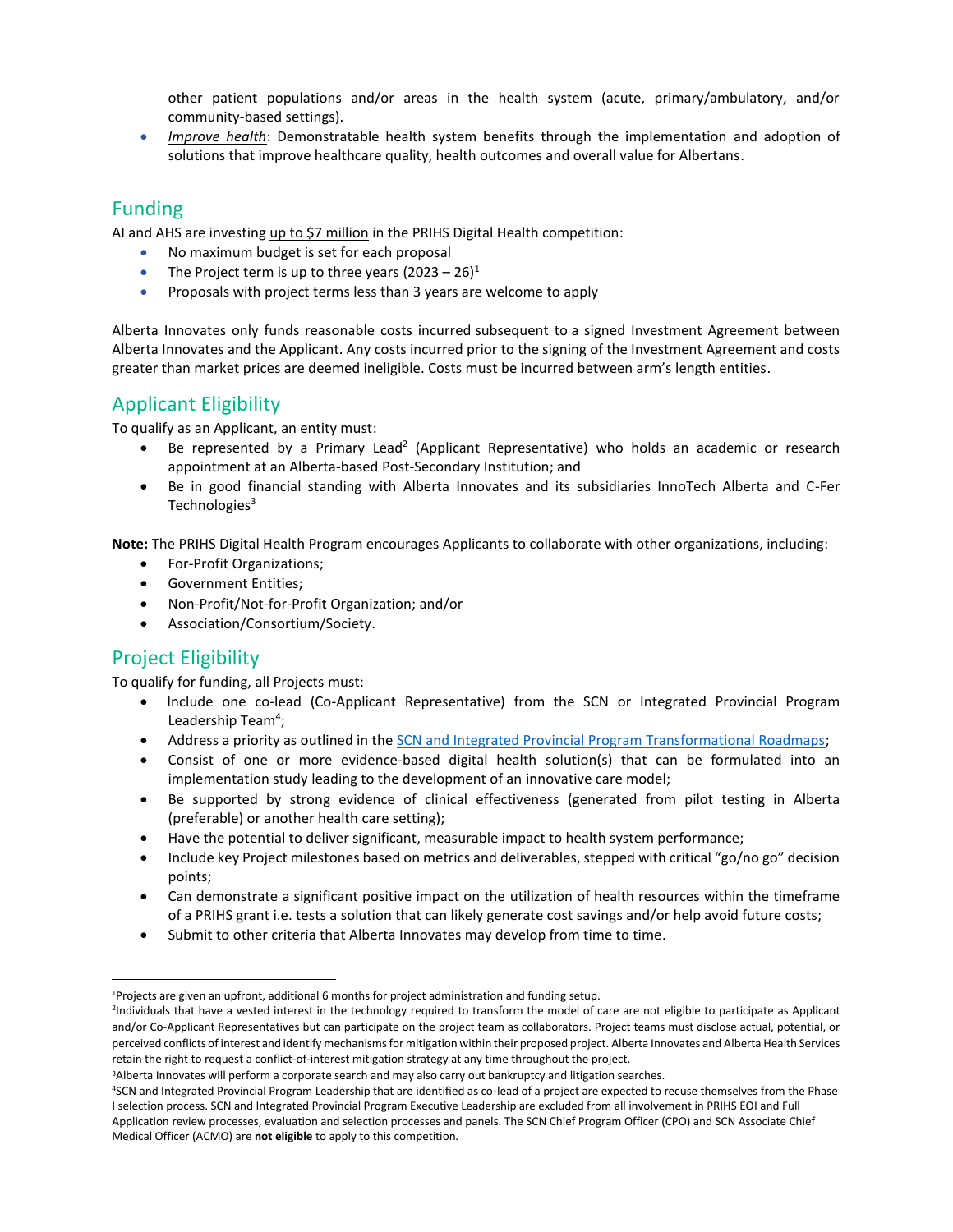other patient populations and/or areas in the health system (acute, primary/ambulatory, and/or community-based settings).

- *Improve health*: Demonstratable health system benefits through the implementation and adoption of solutions that improve healthcare quality, health outcomes and overall value for Albertans.

## Funding

AI and AHS are investing up to $7 million in the PRIHS Digital Health competition:

- No maximum budget is set for each proposal
- The Project term is up to three years (2023 – 26)[1]
- Proposals with project terms less than 3 years are welcome to apply

Alberta Innovates only funds reasonable costs incurred subsequent to a signed Investment Agreement between Alberta Innovates and the Applicant. Any costs incurred prior to the signing of the Investment Agreement and costs greater than market prices are deemed ineligible. Costs must be incurred between arm's length entities.

## Applicant Eligibility

To qualify as an Applicant, an entity must:

- Be represented by a Primary Lead[2] (Applicant Representative) who holds an academic or research appointment at an Alberta-based Post-Secondary Institution; and
- Be in good financial standing with Alberta Innovates and its subsidiaries InnoTech Alberta and C-Fer Technologies[3]

**Note:** The PRIHS Digital Health Program encourages Applicants to collaborate with other organizations, including:

- For-Profit Organizations;
- Government Entities;
- Non-Profit/Not-for-Profit Organization; and/or
- Association/Consortium/Society.

## Project Eligibility

To qualify for funding, all Projects must:

- Include one co-lead (Co-Applicant Representative) from the SCN or Integrated Provincial Program Leadership Team[4];
- Address a priority as outlined in the SCN and Integrated Provincial Program Transformational Roadmaps;
- Consist of one or more evidence-based digital health solution(s) that can be formulated into an implementation study leading to the development of an innovative care model;
- Be supported by strong evidence of clinical effectiveness (generated from pilot testing in Alberta (preferable) or another health care setting);
- Have the potential to deliver significant, measurable impact to health system performance;
- Include key Project milestones based on metrics and deliverables, stepped with critical "go/no go" decision points;
- Can demonstrate a significant positive impact on the utilization of health resources within the timeframe of a PRIHS grant i.e. tests a solution that can likely generate cost savings and/or help avoid future costs;
- Submit to other criteria that Alberta Innovates may develop from time to time.

---

[1]Projects are given an upfront, additional 6 months for project administration and funding setup.

[2]Individuals that have a vested interest in the technology required to transform the model of care are not eligible to participate as Applicant and/or Co-Applicant Representatives but can participate on the project team as collaborators. Project teams must disclose actual, potential, or perceived conflicts of interest and identify mechanisms for mitigation within their proposed project. Alberta Innovates and Alberta Health Services retain the right to request a conflict-of-interest mitigation strategy at any time throughout the project.

[3]Alberta Innovates will perform a corporate search and may also carry out bankruptcy and litigation searches.

[4]SCN and Integrated Provincial Program Leadership that are identified as co-lead of a project are expected to recuse themselves from the Phase I selection process. SCN and Integrated Provincial Program Executive Leadership are excluded from all involvement in PRIHS EOI and Full Application review processes, evaluation and selection processes and panels. The SCN Chief Program Officer (CPO) and SCN Associate Chief Medical Officer (ACMO) are **not eligible** to apply to this competition.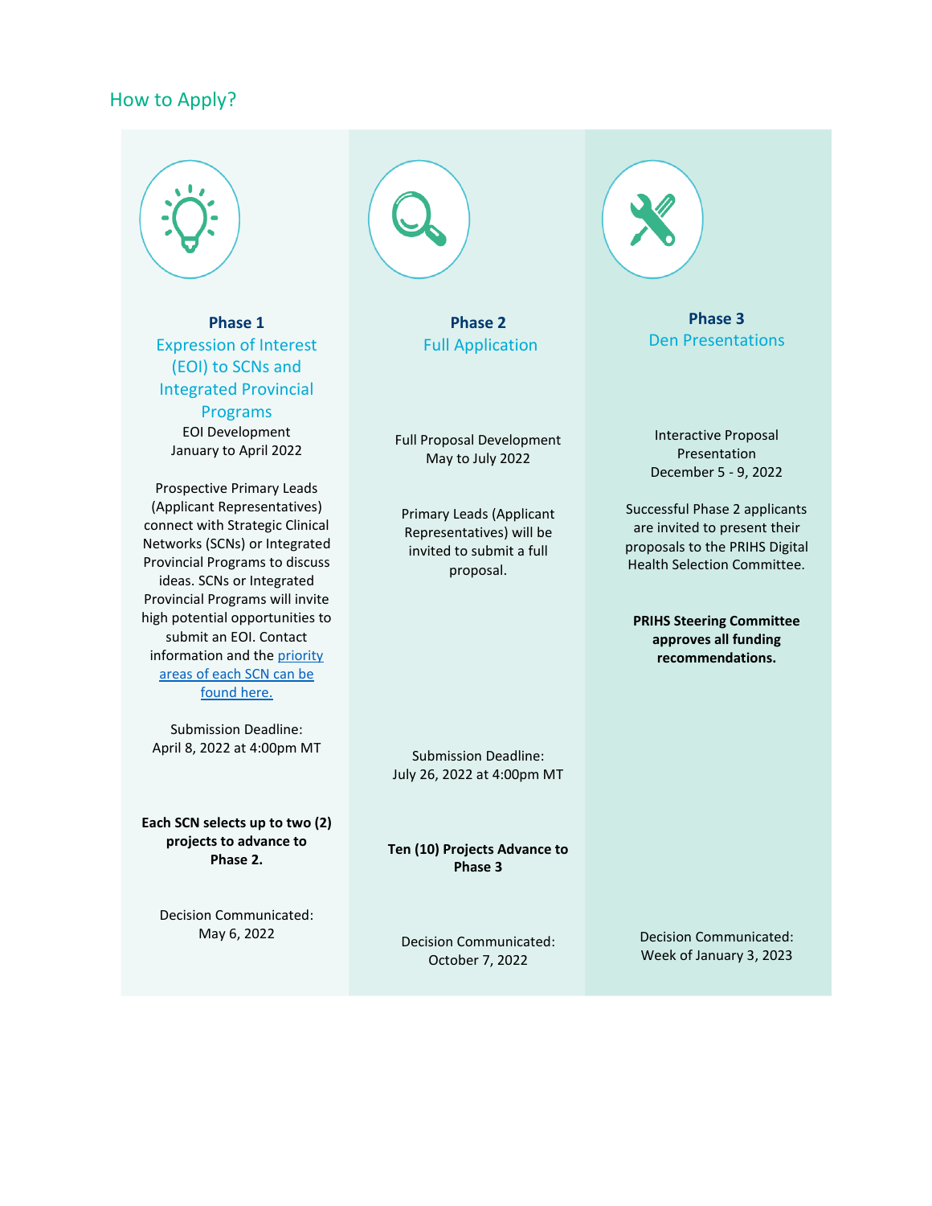## How to Apply?

### Phase 1
**Expression of Interest (EOI) to SCNs and Integrated Provincial Programs**

EOI Development
January to April 2022

Prospective Primary Leads (Applicant Representatives) connect with Strategic Clinical Networks (SCNs) or Integrated Provincial Programs to discuss ideas. SCNs or Integrated Provincial Programs will invite high potential opportunities to submit an EOI. Contact information and the [priority areas of each SCN can be found here.]()

Submission Deadline:
April 8, 2022 at 4:00pm MT

**Each SCN selects up to two (2) projects to advance to Phase 2.**

Decision Communicated:
May 6, 2022

### Phase 2
**Full Application**

Full Proposal Development
May to July 2022

Primary Leads (Applicant Representatives) will be invited to submit a full proposal.

Submission Deadline:
July 26, 2022 at 4:00pm MT

**Ten (10) Projects Advance to Phase 3**

Decision Communicated:
October 7, 2022

### Phase 3
**Den Presentations**

Interactive Proposal Presentation
December 5 - 9, 2022

Successful Phase 2 applicants are invited to present their proposals to the PRIHS Digital Health Selection Committee.

**PRIHS Steering Committee approves all funding recommendations.**

Decision Communicated:
Week of January 3, 2023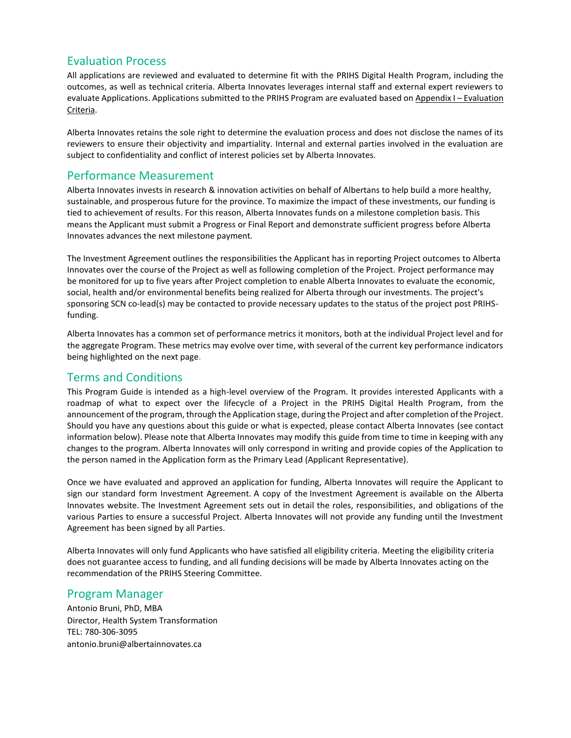## Evaluation Process

All applications are reviewed and evaluated to determine fit with the PRIHS Digital Health Program, including the outcomes, as well as technical criteria. Alberta Innovates leverages internal staff and external expert reviewers to evaluate Applications. Applications submitted to the PRIHS Program are evaluated based on Appendix I – Evaluation Criteria.

Alberta Innovates retains the sole right to determine the evaluation process and does not disclose the names of its reviewers to ensure their objectivity and impartiality. Internal and external parties involved in the evaluation are subject to confidentiality and conflict of interest policies set by Alberta Innovates.

## Performance Measurement

Alberta Innovates invests in research & innovation activities on behalf of Albertans to help build a more healthy, sustainable, and prosperous future for the province. To maximize the impact of these investments, our funding is tied to achievement of results. For this reason, Alberta Innovates funds on a milestone completion basis. This means the Applicant must submit a Progress or Final Report and demonstrate sufficient progress before Alberta Innovates advances the next milestone payment.

The Investment Agreement outlines the responsibilities the Applicant has in reporting Project outcomes to Alberta Innovates over the course of the Project as well as following completion of the Project. Project performance may be monitored for up to five years after Project completion to enable Alberta Innovates to evaluate the economic, social, health and/or environmental benefits being realized for Alberta through our investments. The project's sponsoring SCN co-lead(s) may be contacted to provide necessary updates to the status of the project post PRIHS-funding.

Alberta Innovates has a common set of performance metrics it monitors, both at the individual Project level and for the aggregate Program. These metrics may evolve over time, with several of the current key performance indicators being highlighted on the next page.

## Terms and Conditions

This Program Guide is intended as a high-level overview of the Program. It provides interested Applicants with a roadmap of what to expect over the lifecycle of a Project in the PRIHS Digital Health Program, from the announcement of the program, through the Application stage, during the Project and after completion of the Project. Should you have any questions about this guide or what is expected, please contact Alberta Innovates (see contact information below). Please note that Alberta Innovates may modify this guide from time to time in keeping with any changes to the program. Alberta Innovates will only correspond in writing and provide copies of the Application to the person named in the Application form as the Primary Lead (Applicant Representative).

Once we have evaluated and approved an application for funding, Alberta Innovates will require the Applicant to sign our standard form Investment Agreement. A copy of the Investment Agreement is available on the Alberta Innovates website. The Investment Agreement sets out in detail the roles, responsibilities, and obligations of the various Parties to ensure a successful Project. Alberta Innovates will not provide any funding until the Investment Agreement has been signed by all Parties.

Alberta Innovates will only fund Applicants who have satisfied all eligibility criteria. Meeting the eligibility criteria does not guarantee access to funding, and all funding decisions will be made by Alberta Innovates acting on the recommendation of the PRIHS Steering Committee.

## Program Manager

Antonio Bruni, PhD, MBA
Director, Health System Transformation
TEL: 780-306-3095
antonio.bruni@albertainnovates.ca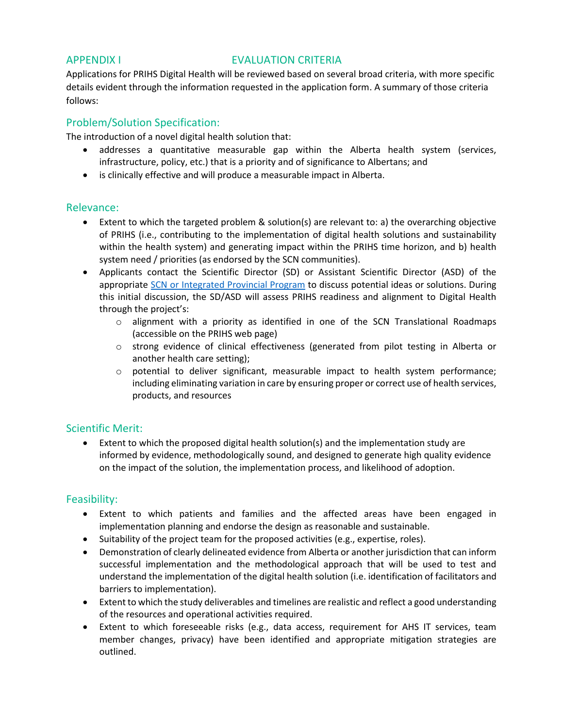## APPENDIX I EVALUATION CRITERIA

Applications for PRIHS Digital Health will be reviewed based on several broad criteria, with more specific details evident through the information requested in the application form. A summary of those criteria follows:

### Problem/Solution Specification:

The introduction of a novel digital health solution that:

- addresses a quantitative measurable gap within the Alberta health system (services, infrastructure, policy, etc.) that is a priority and of significance to Albertans; and
- is clinically effective and will produce a measurable impact in Alberta.

### Relevance:

- Extent to which the targeted problem & solution(s) are relevant to: a) the overarching objective of PRIHS (i.e., contributing to the implementation of digital health solutions and sustainability within the health system) and generating impact within the PRIHS time horizon, and b) health system need / priorities (as endorsed by the SCN communities).
- Applicants contact the Scientific Director (SD) or Assistant Scientific Director (ASD) of the appropriate [SCN or Integrated Provincial Program] to discuss potential ideas or solutions. During this initial discussion, the SD/ASD will assess PRIHS readiness and alignment to Digital Health through the project's:
  - alignment with a priority as identified in one of the SCN Translational Roadmaps (accessible on the PRIHS web page)
  - strong evidence of clinical effectiveness (generated from pilot testing in Alberta or another health care setting);
  - potential to deliver significant, measurable impact to health system performance; including eliminating variation in care by ensuring proper or correct use of health services, products, and resources

### Scientific Merit:

- Extent to which the proposed digital health solution(s) and the implementation study are informed by evidence, methodologically sound, and designed to generate high quality evidence on the impact of the solution, the implementation process, and likelihood of adoption.

### Feasibility:

- Extent to which patients and families and the affected areas have been engaged in implementation planning and endorse the design as reasonable and sustainable.
- Suitability of the project team for the proposed activities (e.g., expertise, roles).
- Demonstration of clearly delineated evidence from Alberta or another jurisdiction that can inform successful implementation and the methodological approach that will be used to test and understand the implementation of the digital health solution (i.e. identification of facilitators and barriers to implementation).
- Extent to which the study deliverables and timelines are realistic and reflect a good understanding of the resources and operational activities required.
- Extent to which foreseeable risks (e.g., data access, requirement for AHS IT services, team member changes, privacy) have been identified and appropriate mitigation strategies are outlined.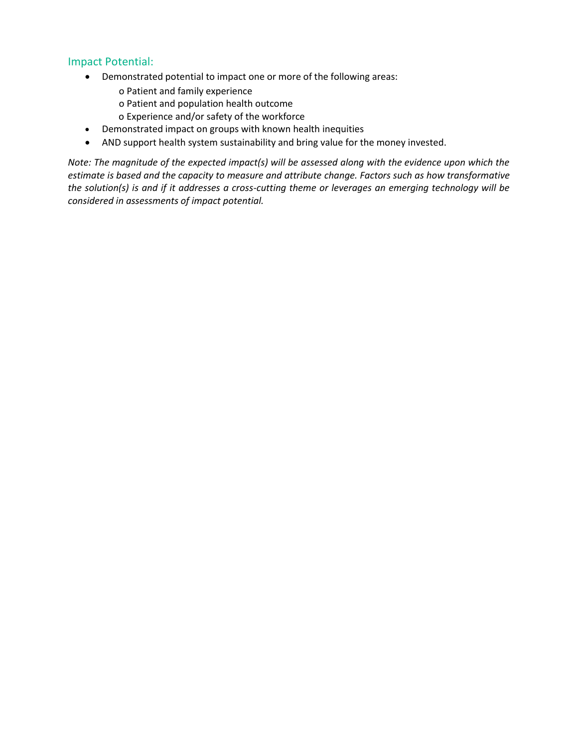## Impact Potential:

- Demonstrated potential to impact one or more of the following areas:
  - Patient and family experience
  - Patient and population health outcome
  - Experience and/or safety of the workforce
- Demonstrated impact on groups with known health inequities
- AND support health system sustainability and bring value for the money invested.

*Note: The magnitude of the expected impact(s) will be assessed along with the evidence upon which the estimate is based and the capacity to measure and attribute change. Factors such as how transformative the solution(s) is and if it addresses a cross-cutting theme or leverages an emerging technology will be considered in assessments of impact potential.*